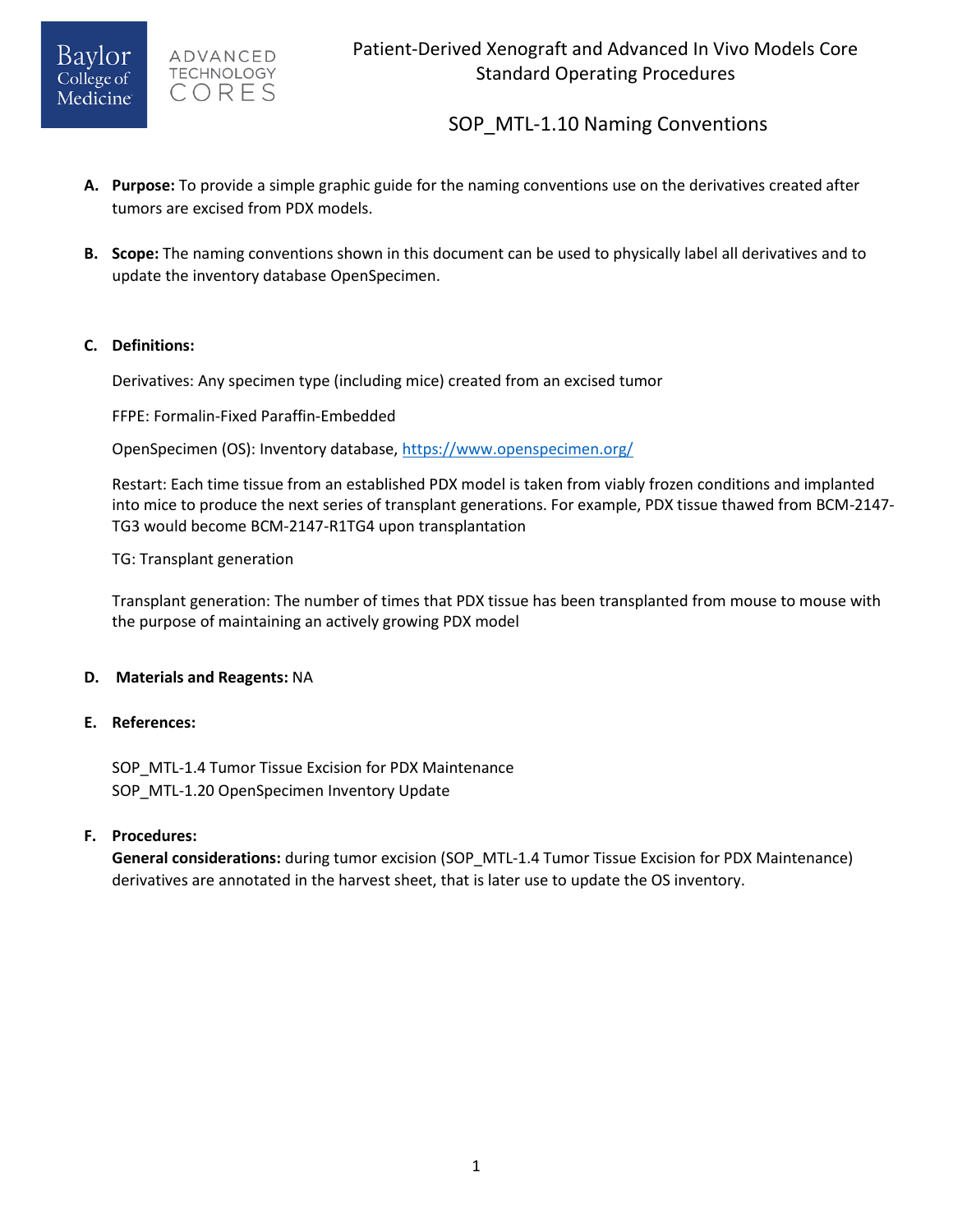Patient-Derived Xenograft and Advanced In Vivo Models Core
Standard Operating Procedures

# SOP_MTL-1.10 Naming Conventions

**A. Purpose:** To provide a simple graphic guide for the naming conventions use on the derivatives created after tumors are excised from PDX models.

**B. Scope:** The naming conventions shown in this document can be used to physically label all derivatives and to update the inventory database OpenSpecimen.

**C. Definitions:**

Derivatives: Any specimen type (including mice) created from an excised tumor

FFPE: Formalin-Fixed Paraffin-Embedded

OpenSpecimen (OS): Inventory database, https://www.openspecimen.org/

Restart: Each time tissue from an established PDX model is taken from viably frozen conditions and implanted into mice to produce the next series of transplant generations. For example, PDX tissue thawed from BCM-2147-TG3 would become BCM-2147-R1TG4 upon transplantation

TG: Transplant generation

Transplant generation: The number of times that PDX tissue has been transplanted from mouse to mouse with the purpose of maintaining an actively growing PDX model

**D. Materials and Reagents:** NA

**E. References:**

SOP_MTL-1.4 Tumor Tissue Excision for PDX Maintenance
SOP_MTL-1.20 OpenSpecimen Inventory Update

**F. Procedures:**

**General considerations:** during tumor excision (SOP_MTL-1.4 Tumor Tissue Excision for PDX Maintenance) derivatives are annotated in the harvest sheet, that is later use to update the OS inventory.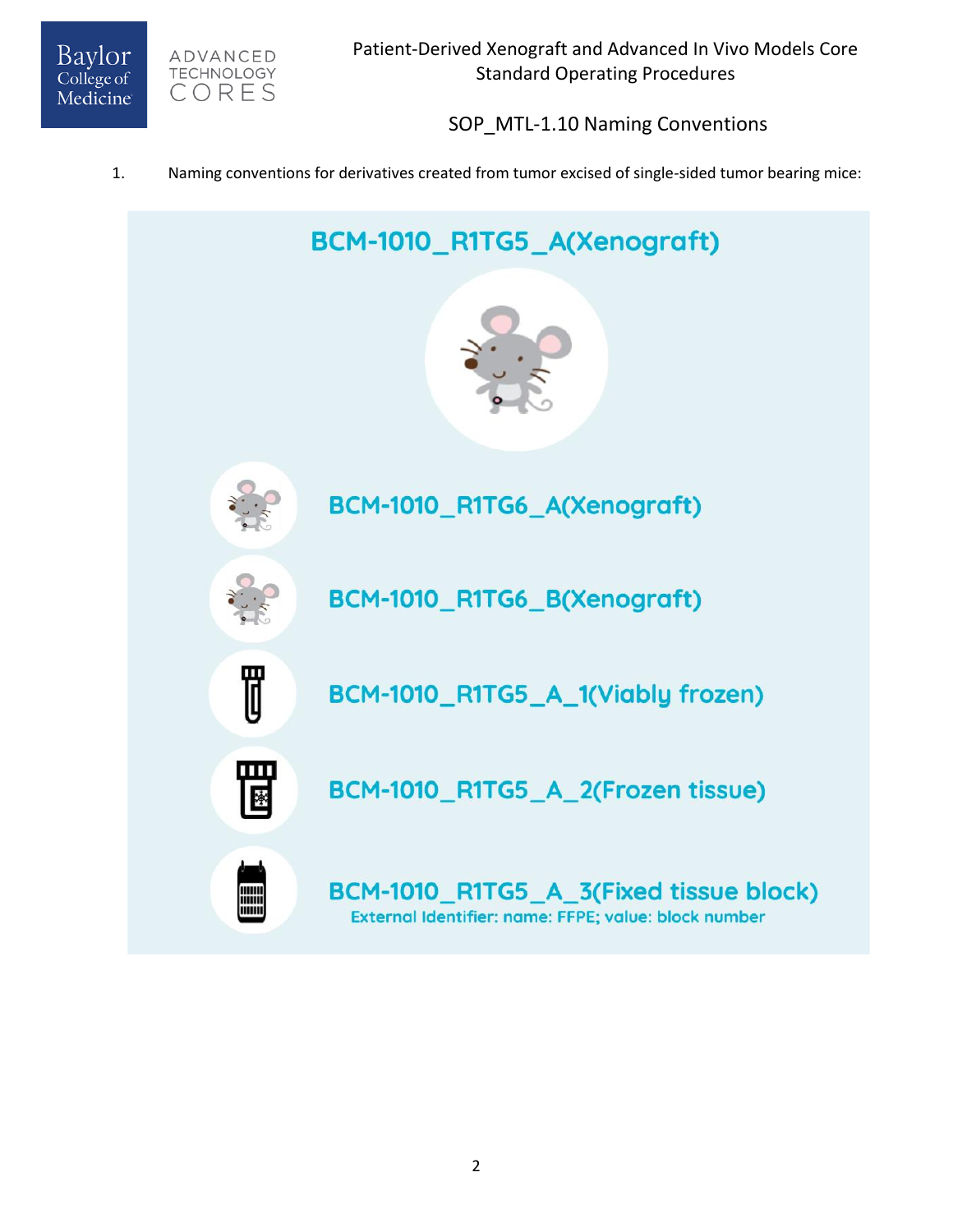1. Naming conventions for derivatives created from tumor excised of single-sided tumor bearing mice:

BCM-1010_R1TG5_A(Xenograft)

BCM-1010_R1TG6_A(Xenograft)

BCM-1010_R1TG6_B(Xenograft)

BCM-1010_R1TG5_A_1(Viably frozen)

BCM-1010_R1TG5_A_2(Frozen tissue)

BCM-1010_R1TG5_A_3(Fixed tissue block)
External Identifier: name: FFPE; value: block number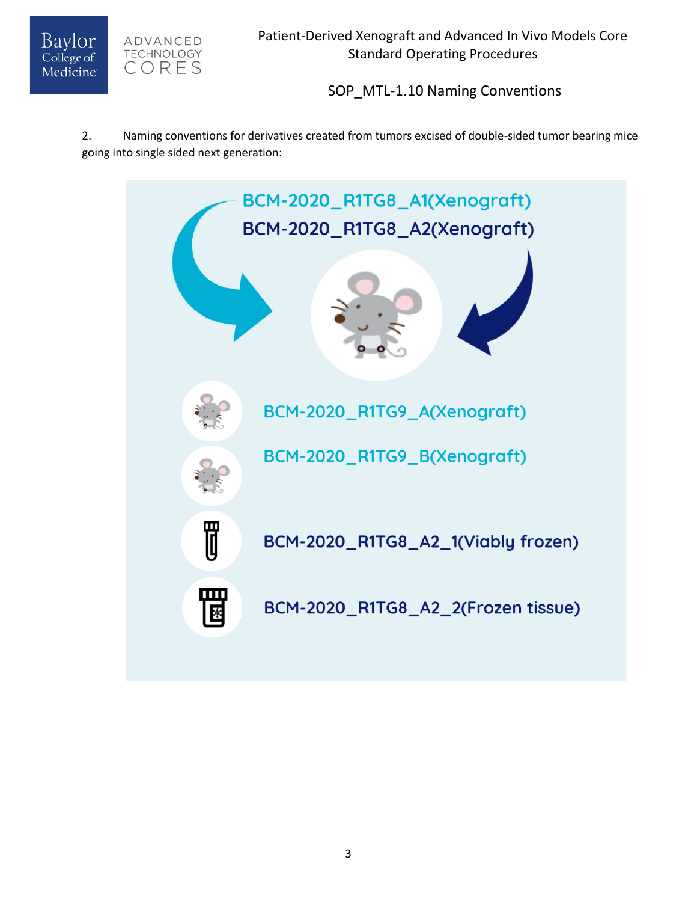2. Naming conventions for derivatives created from tumors excised of double-sided tumor bearing mice going into single sided next generation:

BCM-2020_R1TG8_A1(Xenograft)

BCM-2020_R1TG8_A2(Xenograft)

BCM-2020_R1TG9_A(Xenograft)

BCM-2020_R1TG9_B(Xenograft)

BCM-2020_R1TG8_A2_1(Viably frozen)

BCM-2020_R1TG8_A2_2(Frozen tissue)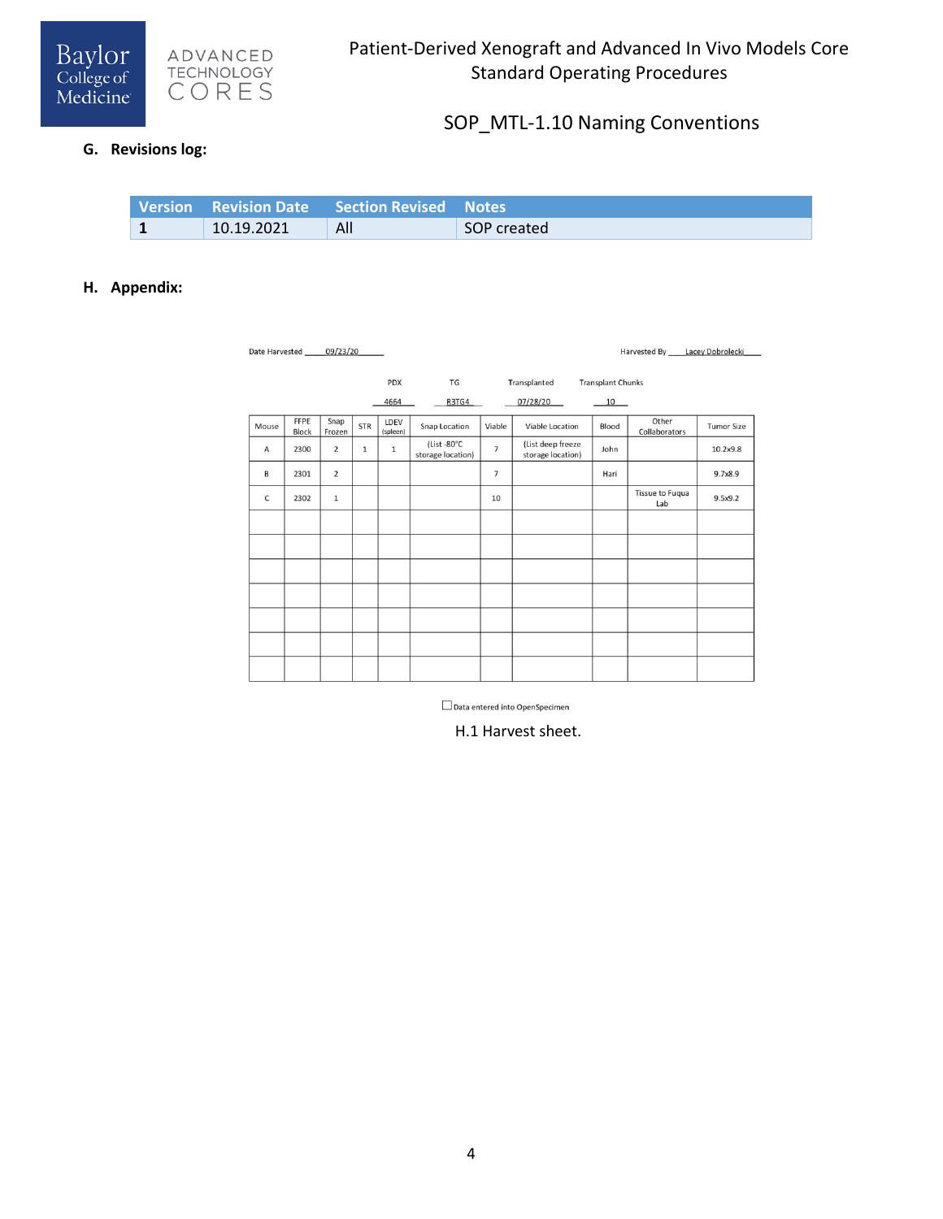### G. Revisions log:

| Version | Revision Date | Section Revised | Notes |
|---|---|---|---|
| **1** | 10.19.2021 | All | SOP created |

### H. Appendix:

Date Harvested 09/23/20 Harvested By Lacey Dobrolecki

| PDX | TG | Transplanted | Transplant Chunks |
|---|---|---|---|
| 4664 | B3TG4 | 07/28/20 | 10 |

| Mouse | FFPE Block | Snap Frozen | STR | LDEV (spleen) | Snap Location | Viable | Viable Location | Blood | Other Collaborators | Tumor Size |
|---|---|---|---|---|---|---|---|---|---|---|
| A | 2300 | 2 | 1 | 1 | (List -80°C storage location) | 7 | (List deep freeze storage location) | John | | 10.2x9.8 |
| B | 2301 | 2 | | | | 7 | | Hari | | 9.7x8.9 |
| C | 2302 | 1 | | | | 10 | | | Tissue to Fuqua Lab | 9.5x9.2 |
| | | | | | | | | | | |
| | | | | | | | | | | |
| | | | | | | | | | | |
| | | | | | | | | | | |
| | | | | | | | | | | |
| | | | | | | | | | | |
| | | | | | | | | | | |

☐ Data entered into OpenSpecimen

H.1 Harvest sheet.